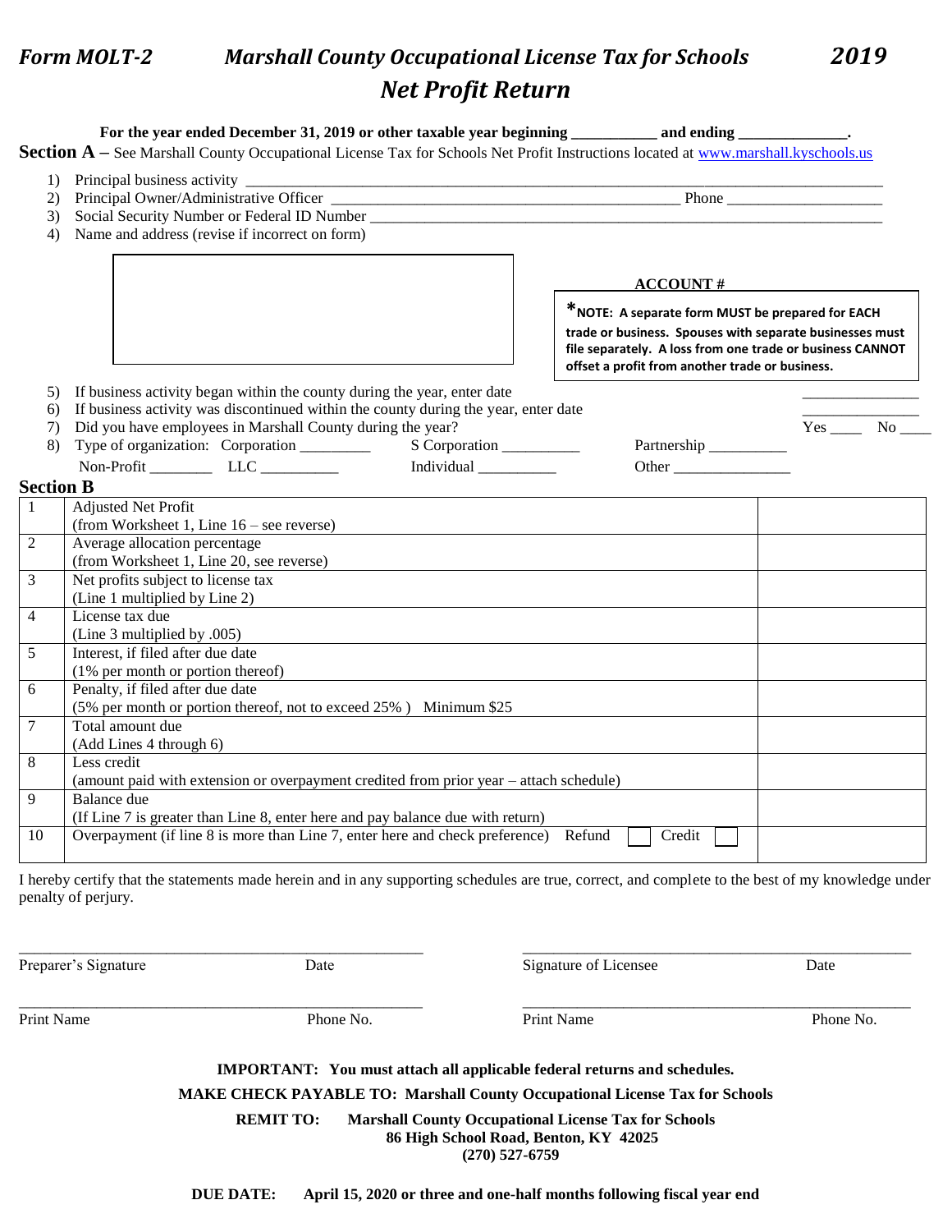# *Form MOLT-2* *Marshall County Occupational License Tax for Schools* *2019*

## *Net Profit Return*

**For the year ended December 31, 2019 or other taxable year beginning ___________ and ending ______________.**

**Section A –** See Marshall County Occupational License Tax for Schools Net Profit Instructions located at www.marshall.kyschools.us

1) Principal business activity ______________________________________________

2) Principal Owner/Administrative Officer _____________________________ Phone ____________________

3) Social Security Number or Federal ID Number ______________________________________________

4) Name and address (revise if incorrect on form)

**ACCOUNT #**

**\*NOTE: A separate form MUST be prepared for EACH trade or business. Spouses with separate businesses must file separately. A loss from one trade or business CANNOT offset a profit from another trade or business.**

5) If business activity began within the county during the year, enter date _______________

6) If business activity was discontinued within the county during the year, enter date _______________

7) Did you have employees in Marshall County during the year? Yes ____ No ____

8) Type of organization: Corporation _________ S Corporation __________ Partnership __________
Non-Profit ________ LLC __________ Individual __________ Other _______________

**Section B**

| | | |
|---|---|---|
| 1 | Adjusted Net Profit<br>(from Worksheet 1, Line 16 – see reverse) | |
| 2 | Average allocation percentage<br>(from Worksheet 1, Line 20, see reverse) | |
| 3 | Net profits subject to license tax<br>(Line 1 multiplied by Line 2) | |
| 4 | License tax due<br>(Line 3 multiplied by .005) | |
| 5 | Interest, if filed after due date<br>(1% per month or portion thereof) | |
| 6 | Penalty, if filed after due date<br>(5% per month or portion thereof, not to exceed 25% ) Minimum $25 | |
| 7 | Total amount due<br>(Add Lines 4 through 6) | |
| 8 | Less credit<br>(amount paid with extension or overpayment credited from prior year – attach schedule) | |
| 9 | Balance due<br>(If Line 7 is greater than Line 8, enter here and pay balance due with return) | |
| 10 | Overpayment (if line 8 is more than Line 7, enter here and check preference) Refund ☐ Credit ☐ | |

I hereby certify that the statements made herein and in any supporting schedules are true, correct, and complete to the best of my knowledge under penalty of perjury.

_______________________________________ _______________________________________
Preparer's Signature Date Signature of Licensee Date

_______________________________________ _______________________________________
Print Name Phone No. Print Name Phone No.

**IMPORTANT: You must attach all applicable federal returns and schedules.**

**MAKE CHECK PAYABLE TO: Marshall County Occupational License Tax for Schools**

**REMIT TO: Marshall County Occupational License Tax for Schools**
**86 High School Road, Benton, KY 42025**
**(270) 527-6759**

**DUE DATE: April 15, 2020 or three and one-half months following fiscal year end**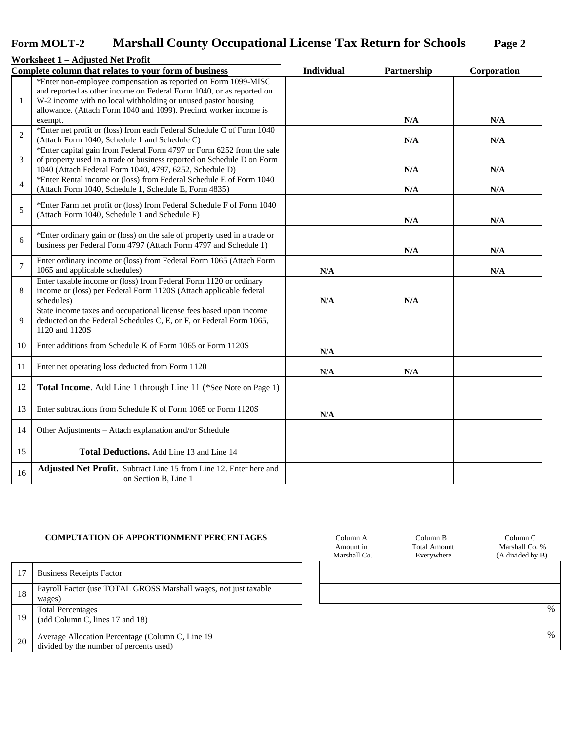# Form MOLT-2 Marshall County Occupational License Tax Return for Schools Page 2

**Worksheet 1 – Adjusted Net Profit**

| | Complete column that relates to your form of business | Individual | Partnership | Corporation |
|---|---|---|---|---|
| 1 | *Enter non-employee compensation as reported on Form 1099-MISC and reported as other income on Federal Form 1040, or as reported on W-2 income with no local withholding or unused pastor housing allowance. (Attach Form 1040 and 1099). Precinct worker income is exempt. | | N/A | N/A |
| 2 | *Enter net profit or (loss) from each Federal Schedule C of Form 1040 (Attach Form 1040, Schedule 1 and Schedule C) | | N/A | N/A |
| 3 | *Enter capital gain from Federal Form 4797 or Form 6252 from the sale of property used in a trade or business reported on Schedule D on Form 1040 (Attach Federal Form 1040, 4797, 6252, Schedule D) | | N/A | N/A |
| 4 | *Enter Rental income or (loss) from Federal Schedule E of Form 1040 (Attach Form 1040, Schedule 1, Schedule E, Form 4835) | | N/A | N/A |
| 5 | *Enter Farm net profit or (loss) from Federal Schedule F of Form 1040 (Attach Form 1040, Schedule 1 and Schedule F) | | N/A | N/A |
| 6 | *Enter ordinary gain or (loss) on the sale of property used in a trade or business per Federal Form 4797 (Attach Form 4797 and Schedule 1) | | N/A | N/A |
| 7 | Enter ordinary income or (loss) from Federal Form 1065 (Attach Form 1065 and applicable schedules) | N/A | | N/A |
| 8 | Enter taxable income or (loss) from Federal Form 1120 or ordinary income or (loss) per Federal Form 1120S (Attach applicable federal schedules) | N/A | N/A | |
| 9 | State income taxes and occupational license fees based upon income deducted on the Federal Schedules C, E, or F, or Federal Form 1065, 1120 and 1120S | | | |
| 10 | Enter additions from Schedule K of Form 1065 or Form 1120S | N/A | | |
| 11 | Enter net operating loss deducted from Form 1120 | N/A | N/A | |
| 12 | **Total Income**. Add Line 1 through Line 11 (*See Note on Page 1) | | | |
| 13 | Enter subtractions from Schedule K of Form 1065 or Form 1120S | N/A | | |
| 14 | Other Adjustments – Attach explanation and/or Schedule | | | |
| 15 | **Total Deductions.** Add Line 13 and Line 14 | | | |
| 16 | **Adjusted Net Profit.** Subtract Line 15 from Line 12. Enter here and on Section B, Line 1 | | | |

**COMPUTATION OF APPORTIONMENT PERCENTAGES**

| | | Column A Amount in Marshall Co. | Column B Total Amount Everywhere | Column C Marshall Co. % (A divided by B) |
|---|---|---|---|---|
| 17 | Business Receipts Factor | | | |
| 18 | Payroll Factor (use TOTAL GROSS Marshall wages, not just taxable wages) | | | |
| 19 | Total Percentages (add Column C, lines 17 and 18) | | | % |
| 20 | Average Allocation Percentage (Column C, Line 19 divided by the number of percents used) | | | % |